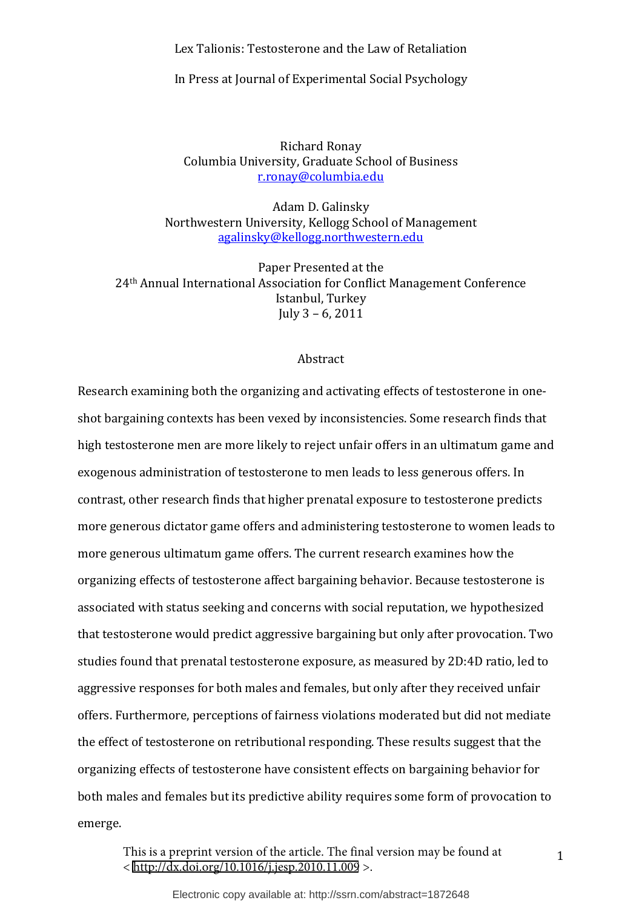# Lex Talionis: Testosterone and the Law of Retaliation

In Press at Journal of Experimental Social Psychology

Richard Ronay
Columbia University, Graduate School of Business
r.ronay@columbia.edu

Adam D. Galinsky
Northwestern University, Kellogg School of Management
agalinsky@kellogg.northwestern.edu

Paper Presented at the
24th Annual International Association for Conflict Management Conference
Istanbul, Turkey
July 3 – 6, 2011

## Abstract

Research examining both the organizing and activating effects of testosterone in one-shot bargaining contexts has been vexed by inconsistencies. Some research finds that high testosterone men are more likely to reject unfair offers in an ultimatum game and exogenous administration of testosterone to men leads to less generous offers. In contrast, other research finds that higher prenatal exposure to testosterone predicts more generous dictator game offers and administering testosterone to women leads to more generous ultimatum game offers. The current research examines how the organizing effects of testosterone affect bargaining behavior. Because testosterone is associated with status seeking and concerns with social reputation, we hypothesized that testosterone would predict aggressive bargaining but only after provocation. Two studies found that prenatal testosterone exposure, as measured by 2D:4D ratio, led to aggressive responses for both males and females, but only after they received unfair offers. Furthermore, perceptions of fairness violations moderated but did not mediate the effect of testosterone on retributional responding. These results suggest that the organizing effects of testosterone have consistent effects on bargaining behavior for both males and females but its predictive ability requires some form of provocation to emerge.

This is a preprint version of the article. The final version may be found at < http://dx.doi.org/10.1016/j.jesp.2010.11.009 >.

Electronic copy available at: http://ssrn.com/abstract=1872648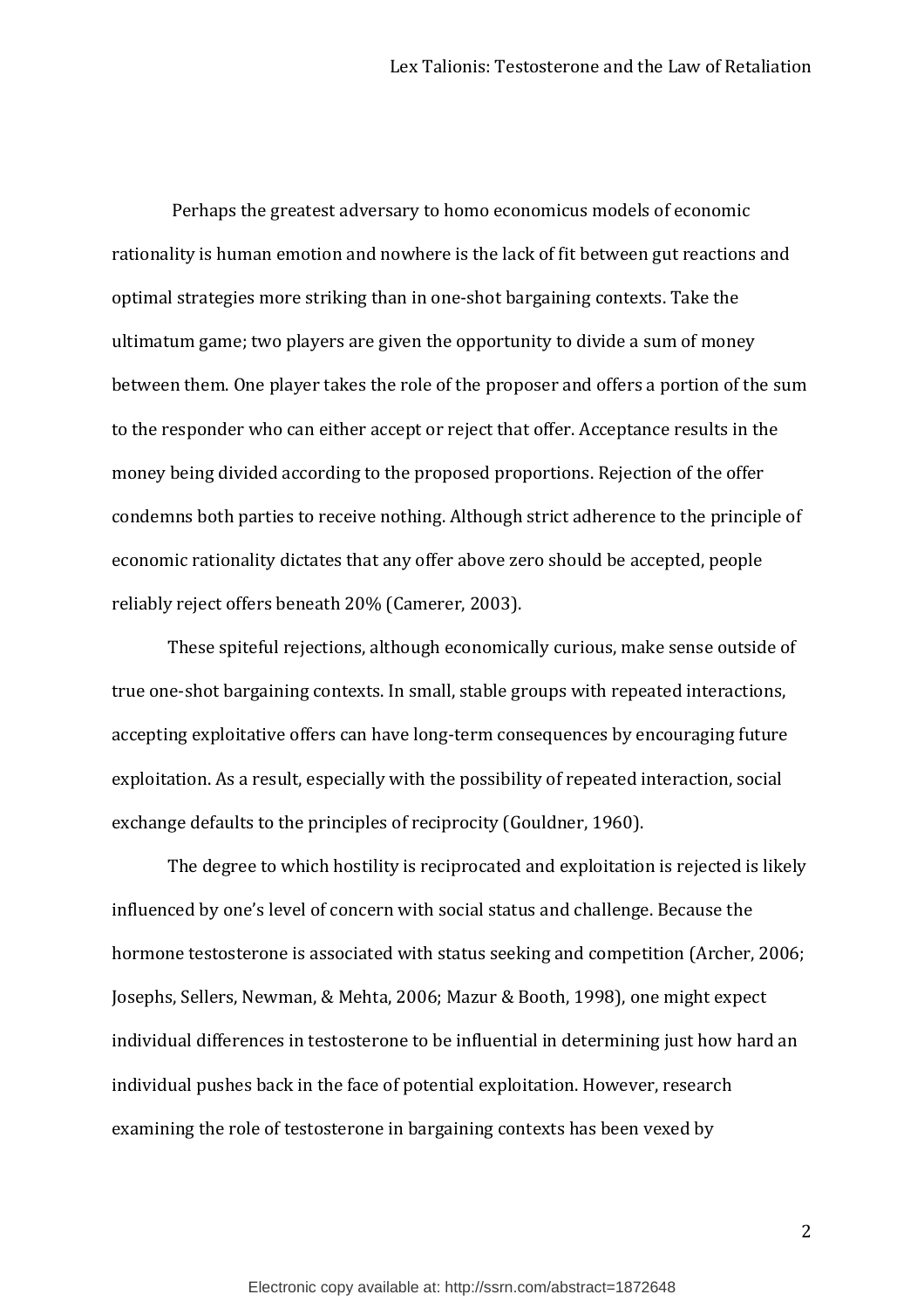Perhaps the greatest adversary to homo economicus models of economic rationality is human emotion and nowhere is the lack of fit between gut reactions and optimal strategies more striking than in one-shot bargaining contexts. Take the ultimatum game; two players are given the opportunity to divide a sum of money between them. One player takes the role of the proposer and offers a portion of the sum to the responder who can either accept or reject that offer. Acceptance results in the money being divided according to the proposed proportions. Rejection of the offer condemns both parties to receive nothing. Although strict adherence to the principle of economic rationality dictates that any offer above zero should be accepted, people reliably reject offers beneath 20% (Camerer, 2003).

These spiteful rejections, although economically curious, make sense outside of true one-shot bargaining contexts. In small, stable groups with repeated interactions, accepting exploitative offers can have long-term consequences by encouraging future exploitation. As a result, especially with the possibility of repeated interaction, social exchange defaults to the principles of reciprocity (Gouldner, 1960).

The degree to which hostility is reciprocated and exploitation is rejected is likely influenced by one's level of concern with social status and challenge. Because the hormone testosterone is associated with status seeking and competition (Archer, 2006; Josephs, Sellers, Newman, & Mehta, 2006; Mazur & Booth, 1998), one might expect individual differences in testosterone to be influential in determining just how hard an individual pushes back in the face of potential exploitation. However, research examining the role of testosterone in bargaining contexts has been vexed by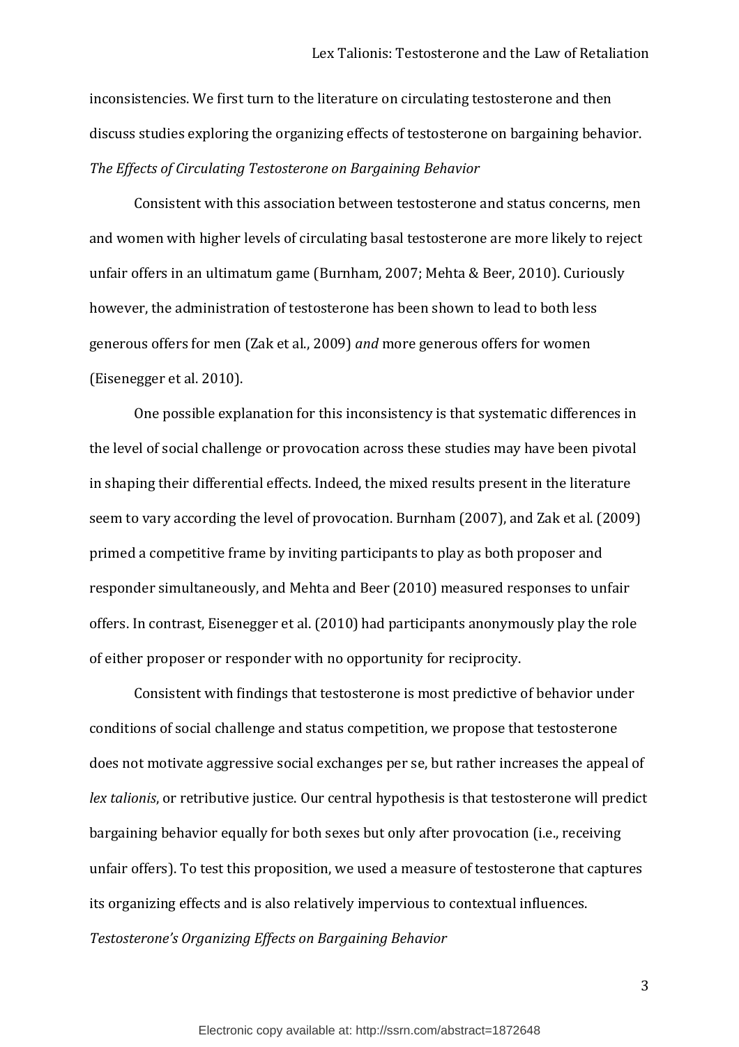inconsistencies. We first turn to the literature on circulating testosterone and then discuss studies exploring the organizing effects of testosterone on bargaining behavior.

### *The Effects of Circulating Testosterone on Bargaining Behavior*

Consistent with this association between testosterone and status concerns, men and women with higher levels of circulating basal testosterone are more likely to reject unfair offers in an ultimatum game (Burnham, 2007; Mehta & Beer, 2010). Curiously however, the administration of testosterone has been shown to lead to both less generous offers for men (Zak et al., 2009) *and* more generous offers for women (Eisenegger et al. 2010).

One possible explanation for this inconsistency is that systematic differences in the level of social challenge or provocation across these studies may have been pivotal in shaping their differential effects. Indeed, the mixed results present in the literature seem to vary according the level of provocation. Burnham (2007), and Zak et al. (2009) primed a competitive frame by inviting participants to play as both proposer and responder simultaneously, and Mehta and Beer (2010) measured responses to unfair offers. In contrast, Eisenegger et al. (2010) had participants anonymously play the role of either proposer or responder with no opportunity for reciprocity.

Consistent with findings that testosterone is most predictive of behavior under conditions of social challenge and status competition, we propose that testosterone does not motivate aggressive social exchanges per se, but rather increases the appeal of *lex talionis*, or retributive justice. Our central hypothesis is that testosterone will predict bargaining behavior equally for both sexes but only after provocation (i.e., receiving unfair offers). To test this proposition, we used a measure of testosterone that captures its organizing effects and is also relatively impervious to contextual influences.

### *Testosterone's Organizing Effects on Bargaining Behavior*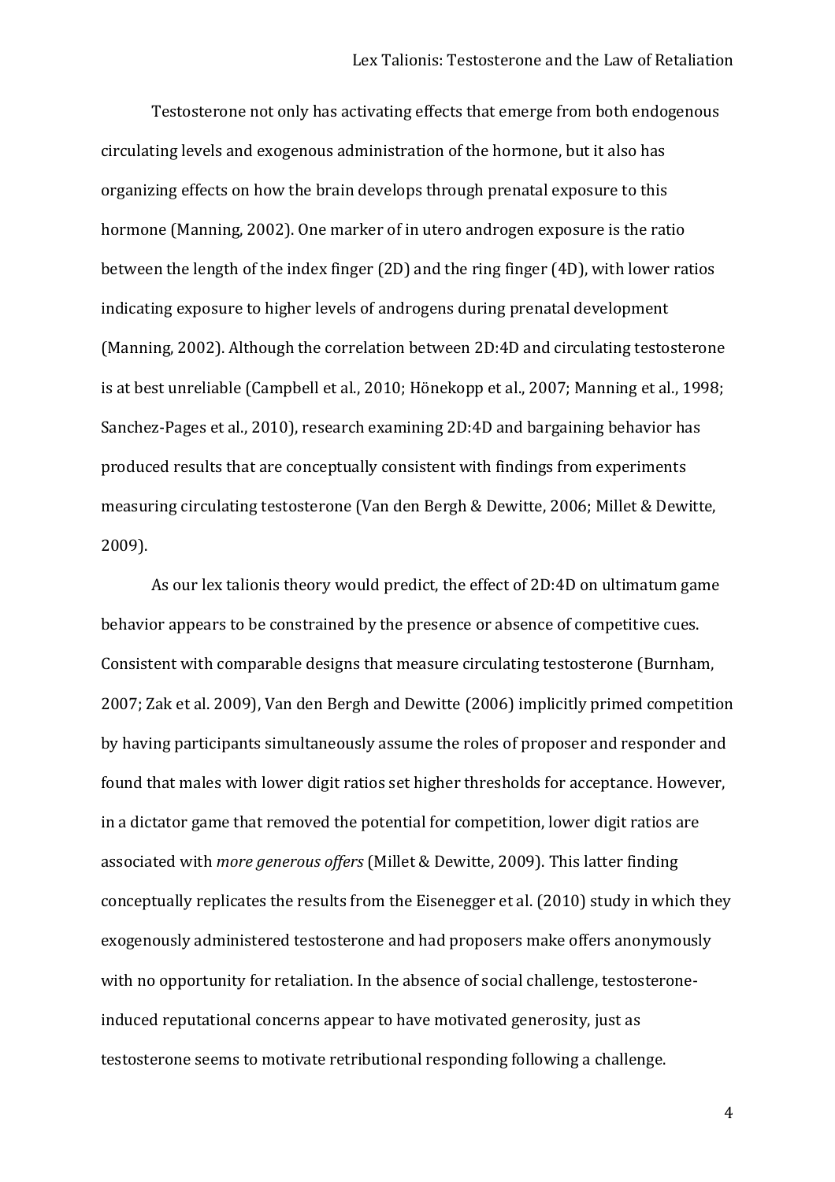Testosterone not only has activating effects that emerge from both endogenous circulating levels and exogenous administration of the hormone, but it also has organizing effects on how the brain develops through prenatal exposure to this hormone (Manning, 2002). One marker of in utero androgen exposure is the ratio between the length of the index finger (2D) and the ring finger (4D), with lower ratios indicating exposure to higher levels of androgens during prenatal development (Manning, 2002). Although the correlation between 2D:4D and circulating testosterone is at best unreliable (Campbell et al., 2010; Hönekopp et al., 2007; Manning et al., 1998; Sanchez-Pages et al., 2010), research examining 2D:4D and bargaining behavior has produced results that are conceptually consistent with findings from experiments measuring circulating testosterone (Van den Bergh & Dewitte, 2006; Millet & Dewitte, 2009).

As our lex talionis theory would predict, the effect of 2D:4D on ultimatum game behavior appears to be constrained by the presence or absence of competitive cues. Consistent with comparable designs that measure circulating testosterone (Burnham, 2007; Zak et al. 2009), Van den Bergh and Dewitte (2006) implicitly primed competition by having participants simultaneously assume the roles of proposer and responder and found that males with lower digit ratios set higher thresholds for acceptance. However, in a dictator game that removed the potential for competition, lower digit ratios are associated with *more generous offers* (Millet & Dewitte, 2009). This latter finding conceptually replicates the results from the Eisenegger et al. (2010) study in which they exogenously administered testosterone and had proposers make offers anonymously with no opportunity for retaliation. In the absence of social challenge, testosterone-induced reputational concerns appear to have motivated generosity, just as testosterone seems to motivate retributional responding following a challenge.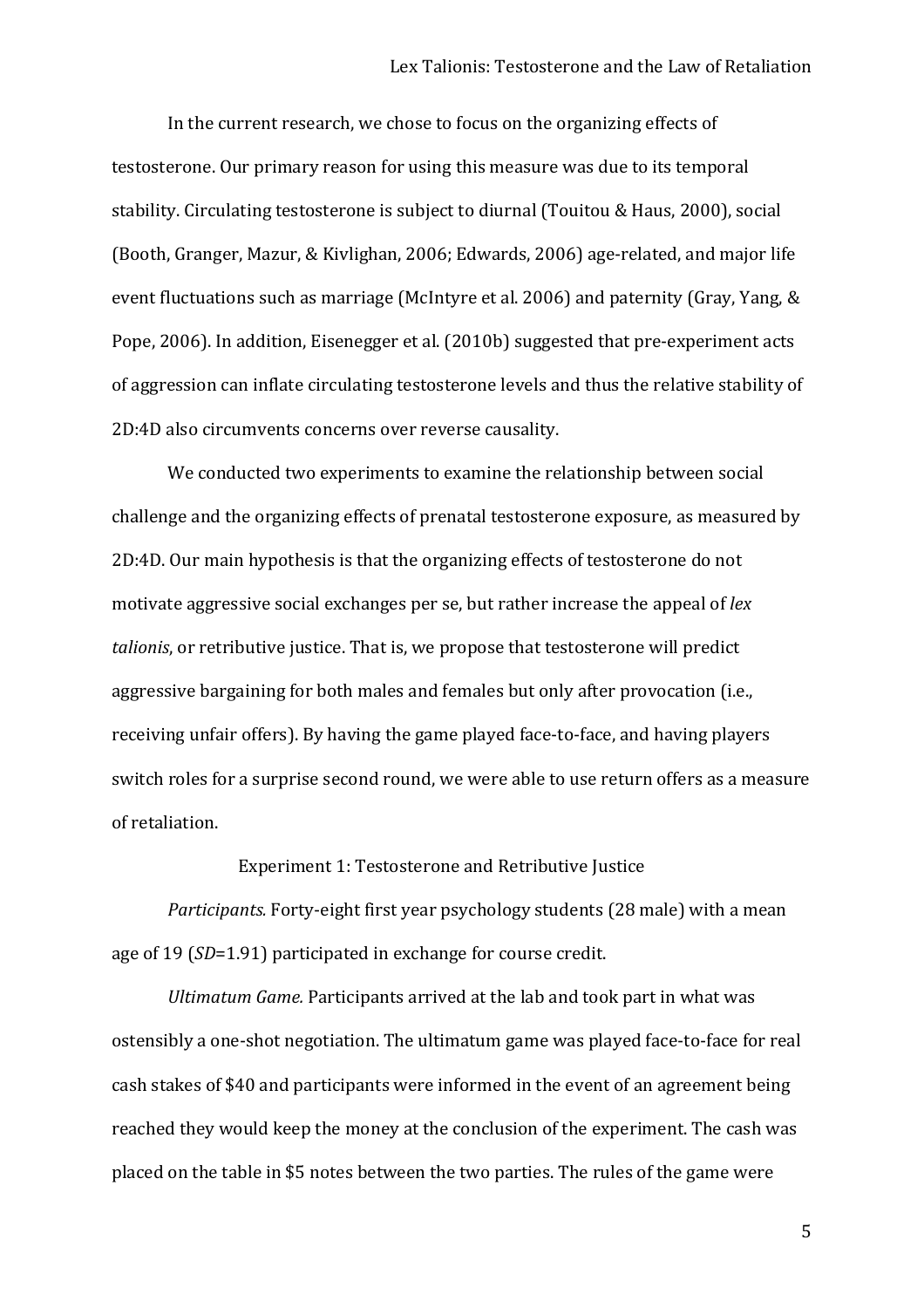In the current research, we chose to focus on the organizing effects of testosterone. Our primary reason for using this measure was due to its temporal stability. Circulating testosterone is subject to diurnal (Touitou & Haus, 2000), social (Booth, Granger, Mazur, & Kivlighan, 2006; Edwards, 2006) age-related, and major life event fluctuations such as marriage (McIntyre et al. 2006) and paternity (Gray, Yang, & Pope, 2006). In addition, Eisenegger et al. (2010b) suggested that pre-experiment acts of aggression can inflate circulating testosterone levels and thus the relative stability of 2D:4D also circumvents concerns over reverse causality.

We conducted two experiments to examine the relationship between social challenge and the organizing effects of prenatal testosterone exposure, as measured by 2D:4D. Our main hypothesis is that the organizing effects of testosterone do not motivate aggressive social exchanges per se, but rather increase the appeal of *lex talionis*, or retributive justice. That is, we propose that testosterone will predict aggressive bargaining for both males and females but only after provocation (i.e., receiving unfair offers). By having the game played face-to-face, and having players switch roles for a surprise second round, we were able to use return offers as a measure of retaliation.

## Experiment 1: Testosterone and Retributive Justice

*Participants.* Forty-eight first year psychology students (28 male) with a mean age of 19 (*SD*=1.91) participated in exchange for course credit.

*Ultimatum Game.* Participants arrived at the lab and took part in what was ostensibly a one-shot negotiation. The ultimatum game was played face-to-face for real cash stakes of $40 and participants were informed in the event of an agreement being reached they would keep the money at the conclusion of the experiment. The cash was placed on the table in $5 notes between the two parties. The rules of the game were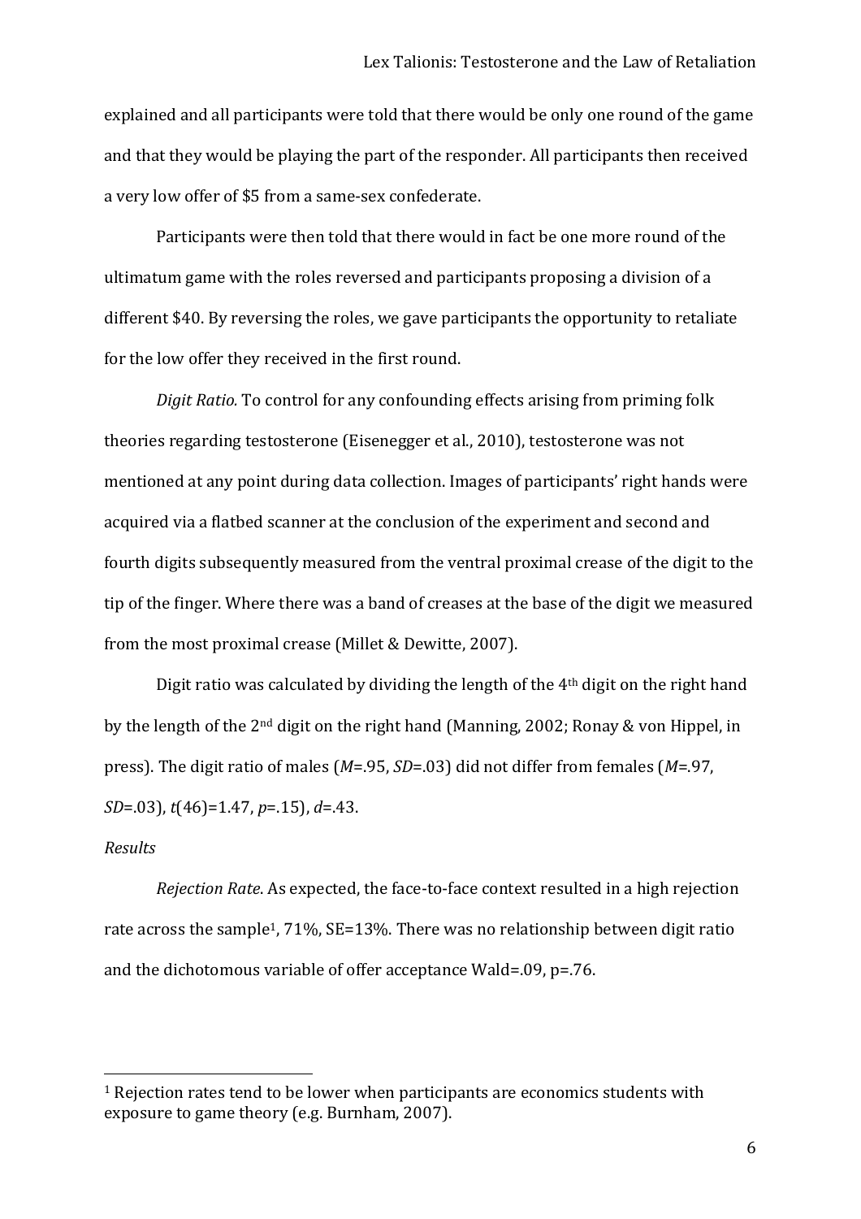explained and all participants were told that there would be only one round of the game and that they would be playing the part of the responder. All participants then received a very low offer of $5 from a same-sex confederate.

Participants were then told that there would in fact be one more round of the ultimatum game with the roles reversed and participants proposing a division of a different $40. By reversing the roles, we gave participants the opportunity to retaliate for the low offer they received in the first round.

*Digit Ratio.* To control for any confounding effects arising from priming folk theories regarding testosterone (Eisenegger et al., 2010), testosterone was not mentioned at any point during data collection. Images of participants' right hands were acquired via a flatbed scanner at the conclusion of the experiment and second and fourth digits subsequently measured from the ventral proximal crease of the digit to the tip of the finger. Where there was a band of creases at the base of the digit we measured from the most proximal crease (Millet & Dewitte, 2007).

Digit ratio was calculated by dividing the length of the 4th digit on the right hand by the length of the 2nd digit on the right hand (Manning, 2002; Ronay & von Hippel, in press). The digit ratio of males ($M$=.95, $SD$=.03) did not differ from females ($M$=.97, $SD$=.03), $t(46)$=1.47, $p$=.15), $d$=.43.

*Results*

*Rejection Rate.* As expected, the face-to-face context resulted in a high rejection rate across the sample[1], 71%, SE=13%. There was no relationship between digit ratio and the dichotomous variable of offer acceptance Wald=.09, p=.76.

[1] Rejection rates tend to be lower when participants are economics students with exposure to game theory (e.g. Burnham, 2007).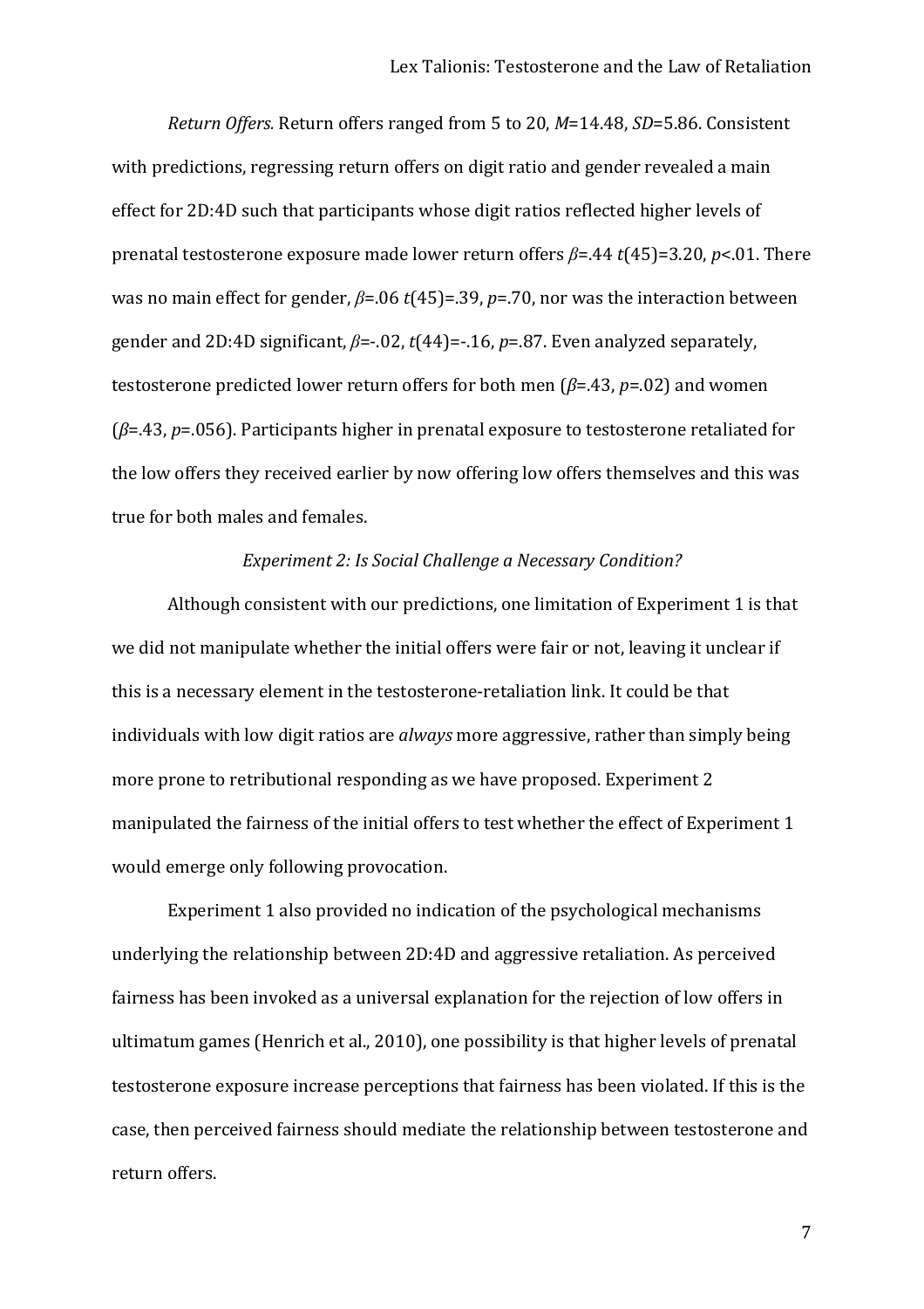*Return Offers.* Return offers ranged from 5 to 20, $M$=14.48, $SD$=5.86. Consistent with predictions, regressing return offers on digit ratio and gender revealed a main effect for 2D:4D such that participants whose digit ratios reflected higher levels of prenatal testosterone exposure made lower return offers $\beta$=.44 $t(45)$=3.20, $p$<.01. There was no main effect for gender, $\beta$=.06 $t(45)$=.39, $p$=.70, nor was the interaction between gender and 2D:4D significant, $\beta$=-.02, $t(44)$=-.16, $p$=.87. Even analyzed separately, testosterone predicted lower return offers for both men ($\beta$=.43, $p$=.02) and women ($\beta$=.43, $p$=.056). Participants higher in prenatal exposure to testosterone retaliated for the low offers they received earlier by now offering low offers themselves and this was true for both males and females.

### *Experiment 2: Is Social Challenge a Necessary Condition?*

Although consistent with our predictions, one limitation of Experiment 1 is that we did not manipulate whether the initial offers were fair or not, leaving it unclear if this is a necessary element in the testosterone-retaliation link. It could be that individuals with low digit ratios are *always* more aggressive, rather than simply being more prone to retributional responding as we have proposed. Experiment 2 manipulated the fairness of the initial offers to test whether the effect of Experiment 1 would emerge only following provocation.

Experiment 1 also provided no indication of the psychological mechanisms underlying the relationship between 2D:4D and aggressive retaliation. As perceived fairness has been invoked as a universal explanation for the rejection of low offers in ultimatum games (Henrich et al., 2010), one possibility is that higher levels of prenatal testosterone exposure increase perceptions that fairness has been violated. If this is the case, then perceived fairness should mediate the relationship between testosterone and return offers.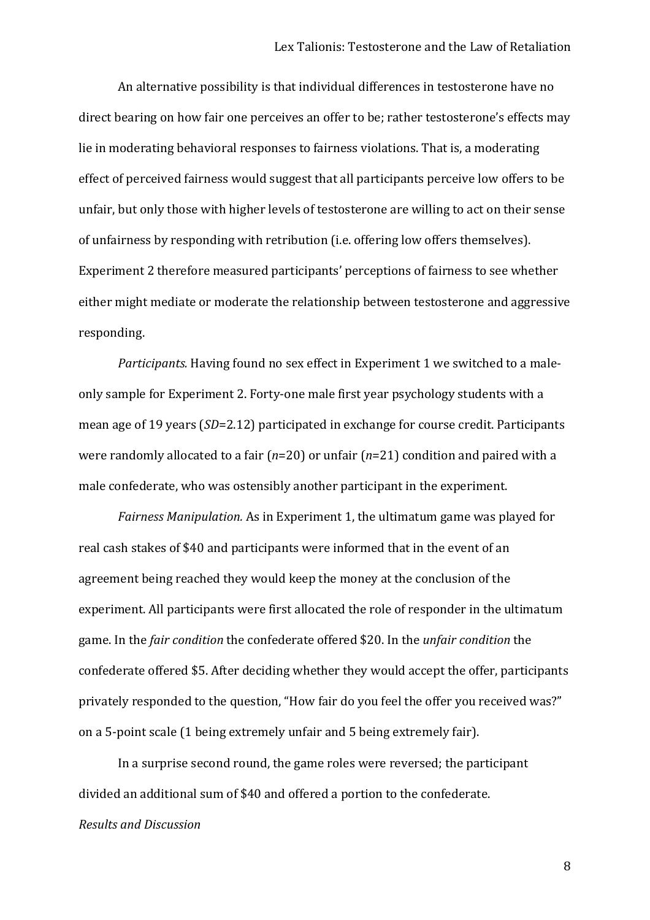An alternative possibility is that individual differences in testosterone have no direct bearing on how fair one perceives an offer to be; rather testosterone's effects may lie in moderating behavioral responses to fairness violations. That is, a moderating effect of perceived fairness would suggest that all participants perceive low offers to be unfair, but only those with higher levels of testosterone are willing to act on their sense of unfairness by responding with retribution (i.e. offering low offers themselves). Experiment 2 therefore measured participants' perceptions of fairness to see whether either might mediate or moderate the relationship between testosterone and aggressive responding.

*Participants.* Having found no sex effect in Experiment 1 we switched to a male-only sample for Experiment 2. Forty-one male first year psychology students with a mean age of 19 years (*SD*=2.12) participated in exchange for course credit. Participants were randomly allocated to a fair (*n*=20) or unfair (*n*=21) condition and paired with a male confederate, who was ostensibly another participant in the experiment.

*Fairness Manipulation.* As in Experiment 1, the ultimatum game was played for real cash stakes of $40 and participants were informed that in the event of an agreement being reached they would keep the money at the conclusion of the experiment. All participants were first allocated the role of responder in the ultimatum game. In the *fair condition* the confederate offered $20. In the *unfair condition* the confederate offered $5. After deciding whether they would accept the offer, participants privately responded to the question, "How fair do you feel the offer you received was?" on a 5-point scale (1 being extremely unfair and 5 being extremely fair).

In a surprise second round, the game roles were reversed; the participant divided an additional sum of $40 and offered a portion to the confederate.

*Results and Discussion*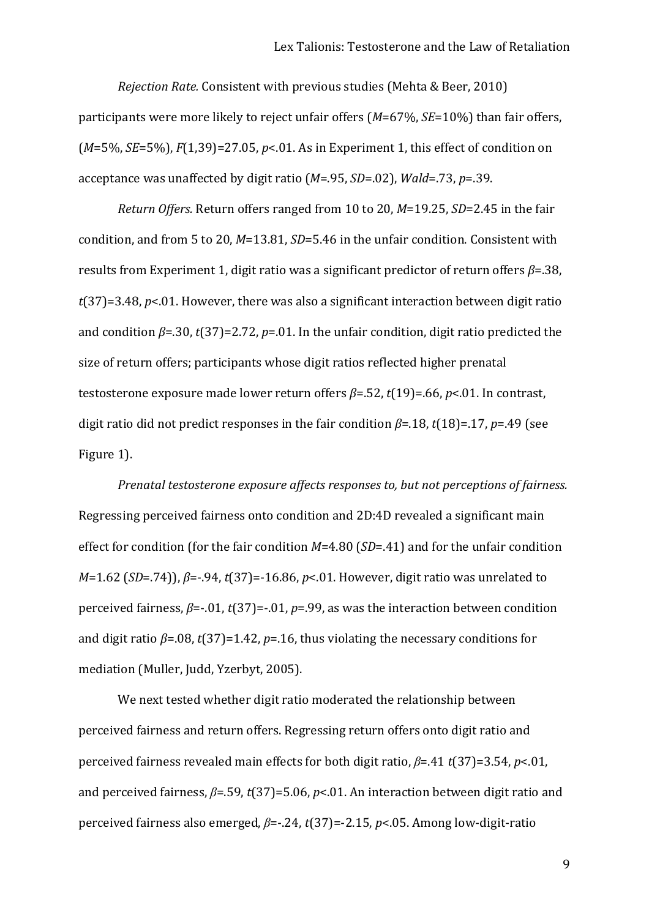*Rejection Rate.* Consistent with previous studies (Mehta & Beer, 2010) participants were more likely to reject unfair offers ($M$=67%, $SE$=10%) than fair offers, ($M$=5%, $SE$=5%), $F(1,39)=27.05$, $p<.01$. As in Experiment 1, this effect of condition on acceptance was unaffected by digit ratio ($M$=.95, $SD$=.02), $Wald$=.73, $p$=.39.

*Return Offers.* Return offers ranged from 10 to 20, $M$=19.25, $SD$=2.45 in the fair condition, and from 5 to 20, $M$=13.81, $SD$=5.46 in the unfair condition. Consistent with results from Experiment 1, digit ratio was a significant predictor of return offers $\beta$=.38, $t(37)=3.48$, $p<.01$. However, there was also a significant interaction between digit ratio and condition $\beta$=.30, $t(37)=2.72$, $p$=.01. In the unfair condition, digit ratio predicted the size of return offers; participants whose digit ratios reflected higher prenatal testosterone exposure made lower return offers $\beta$=.52, $t(19)$=.66, $p<.01$. In contrast, digit ratio did not predict responses in the fair condition $\beta$=.18, $t(18)$=.17, $p$=.49 (see Figure 1).

*Prenatal testosterone exposure affects responses to, but not perceptions of fairness.* Regressing perceived fairness onto condition and 2D:4D revealed a significant main effect for condition (for the fair condition $M$=4.80 ($SD$=.41) and for the unfair condition $M$=1.62 ($SD$=.74)), $\beta$=-.94, $t(37)$=-16.86, $p<.01$. However, digit ratio was unrelated to perceived fairness, $\beta$=-.01, $t(37)$=-.01, $p$=.99, as was the interaction between condition and digit ratio $\beta$=.08, $t(37)=1.42$, $p$=.16, thus violating the necessary conditions for mediation (Muller, Judd, Yzerbyt, 2005).

We next tested whether digit ratio moderated the relationship between perceived fairness and return offers. Regressing return offers onto digit ratio and perceived fairness revealed main effects for both digit ratio, $\beta$=.41 $t(37)=3.54$, $p<.01$, and perceived fairness, $\beta$=.59, $t(37)=5.06$, $p<.01$. An interaction between digit ratio and perceived fairness also emerged, $\beta$=-.24, $t(37)$=-2.15, $p<.05$. Among low-digit-ratio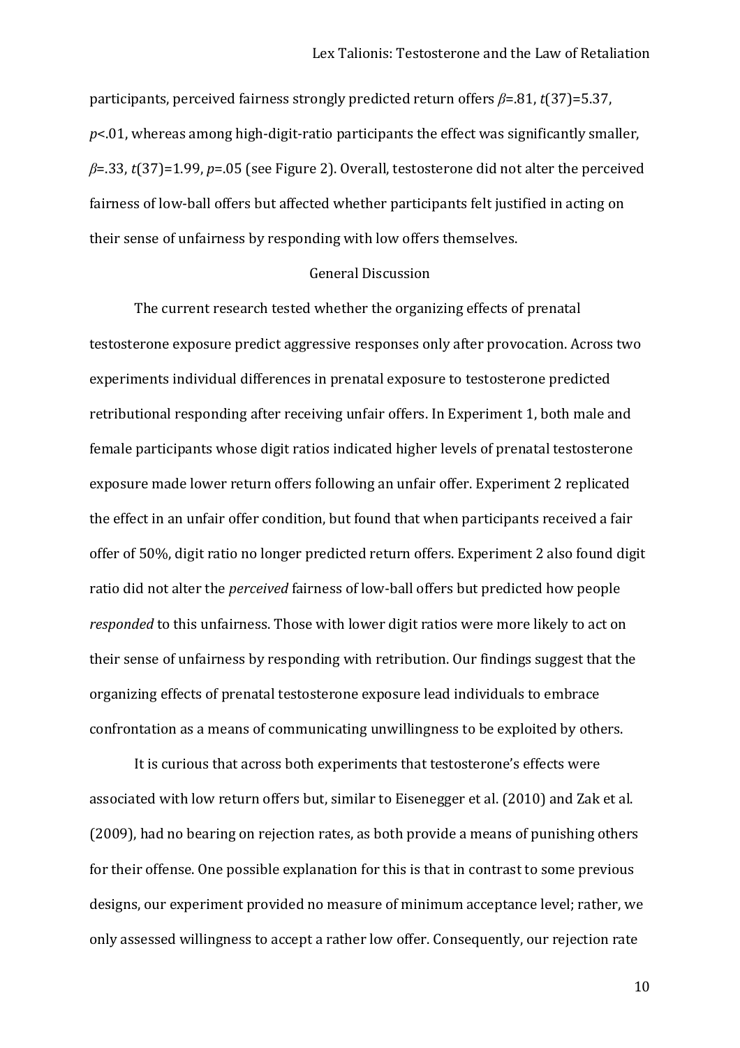participants, perceived fairness strongly predicted return offers $\beta$=.81, $t(37)$=5.37, $p$<.01, whereas among high-digit-ratio participants the effect was significantly smaller, $\beta$=.33, $t(37)$=1.99, $p$=.05 (see Figure 2). Overall, testosterone did not alter the perceived fairness of low-ball offers but affected whether participants felt justified in acting on their sense of unfairness by responding with low offers themselves.

## General Discussion

The current research tested whether the organizing effects of prenatal testosterone exposure predict aggressive responses only after provocation. Across two experiments individual differences in prenatal exposure to testosterone predicted retributional responding after receiving unfair offers. In Experiment 1, both male and female participants whose digit ratios indicated higher levels of prenatal testosterone exposure made lower return offers following an unfair offer. Experiment 2 replicated the effect in an unfair offer condition, but found that when participants received a fair offer of 50%, digit ratio no longer predicted return offers. Experiment 2 also found digit ratio did not alter the *perceived* fairness of low-ball offers but predicted how people *responded* to this unfairness. Those with lower digit ratios were more likely to act on their sense of unfairness by responding with retribution. Our findings suggest that the organizing effects of prenatal testosterone exposure lead individuals to embrace confrontation as a means of communicating unwillingness to be exploited by others.

It is curious that across both experiments that testosterone's effects were associated with low return offers but, similar to Eisenegger et al. (2010) and Zak et al. (2009), had no bearing on rejection rates, as both provide a means of punishing others for their offense. One possible explanation for this is that in contrast to some previous designs, our experiment provided no measure of minimum acceptance level; rather, we only assessed willingness to accept a rather low offer. Consequently, our rejection rate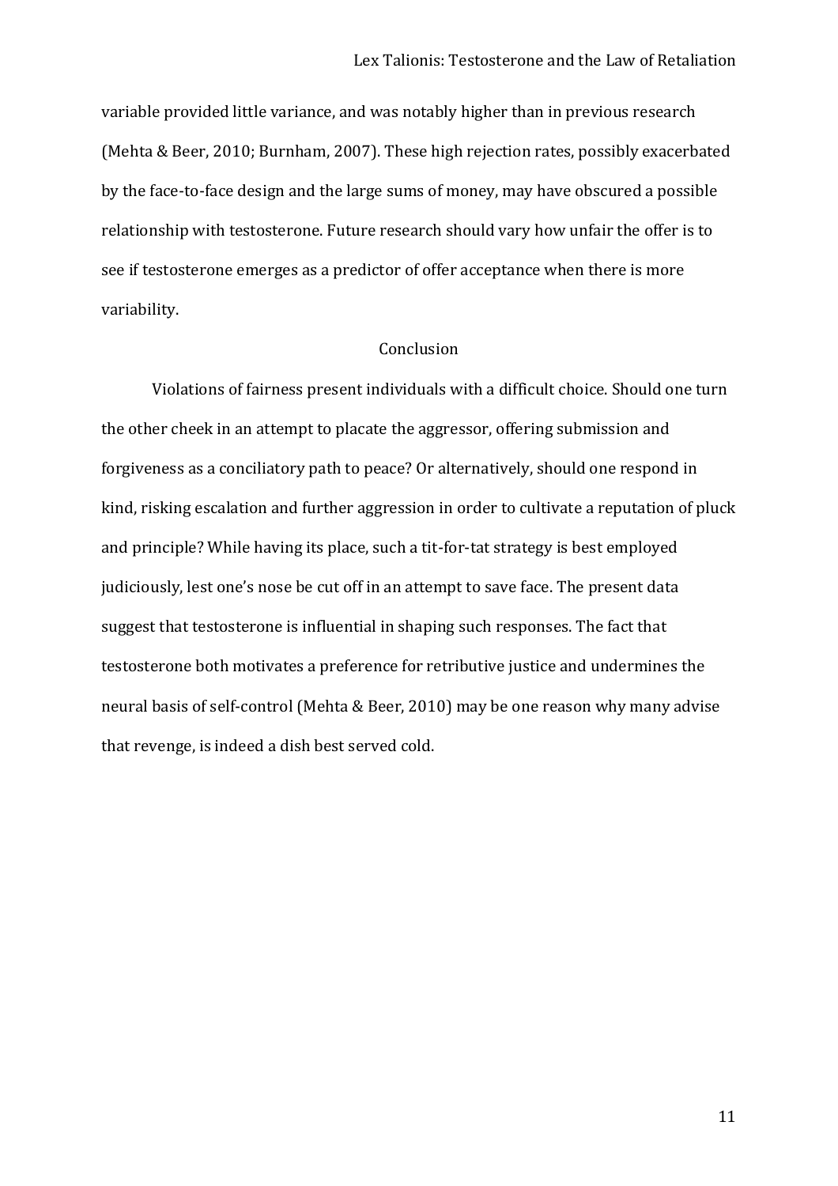variable provided little variance, and was notably higher than in previous research (Mehta & Beer, 2010; Burnham, 2007). These high rejection rates, possibly exacerbated by the face-to-face design and the large sums of money, may have obscured a possible relationship with testosterone. Future research should vary how unfair the offer is to see if testosterone emerges as a predictor of offer acceptance when there is more variability.

## Conclusion

Violations of fairness present individuals with a difficult choice. Should one turn the other cheek in an attempt to placate the aggressor, offering submission and forgiveness as a conciliatory path to peace? Or alternatively, should one respond in kind, risking escalation and further aggression in order to cultivate a reputation of pluck and principle? While having its place, such a tit-for-tat strategy is best employed judiciously, lest one's nose be cut off in an attempt to save face. The present data suggest that testosterone is influential in shaping such responses. The fact that testosterone both motivates a preference for retributive justice and undermines the neural basis of self-control (Mehta & Beer, 2010) may be one reason why many advise that revenge, is indeed a dish best served cold.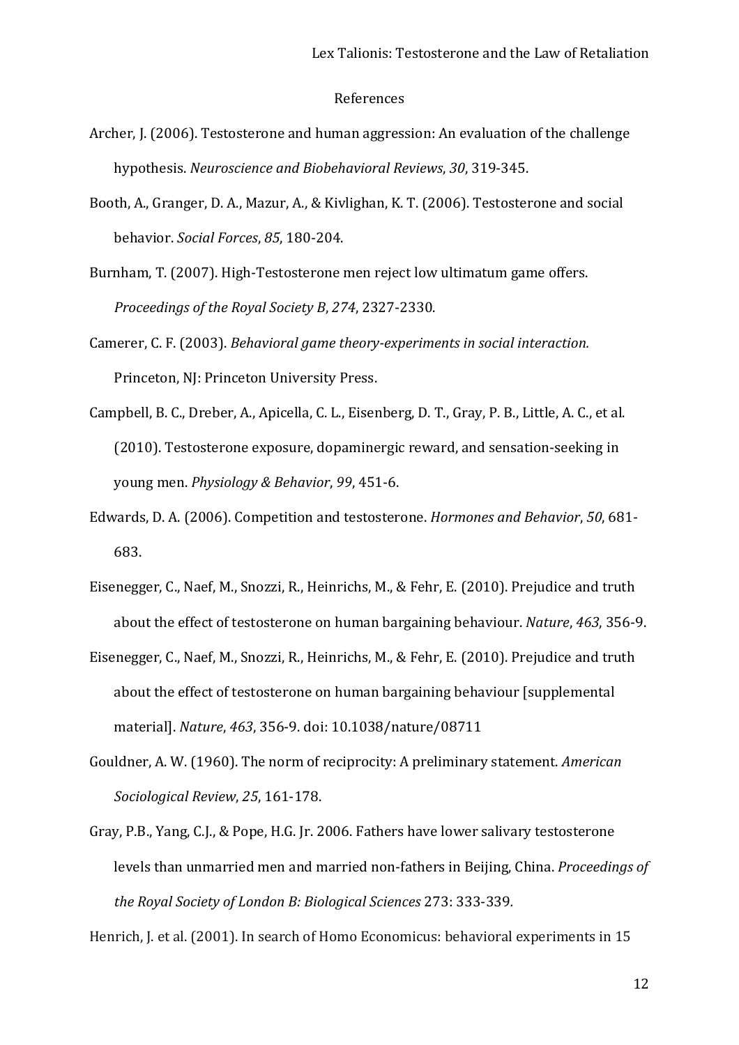References

Archer, J. (2006). Testosterone and human aggression: An evaluation of the challenge hypothesis. *Neuroscience and Biobehavioral Reviews*, *30*, 319-345.

Booth, A., Granger, D. A., Mazur, A., & Kivlighan, K. T. (2006). Testosterone and social behavior. *Social Forces*, *85*, 180-204.

Burnham, T. (2007). High-Testosterone men reject low ultimatum game offers. *Proceedings of the Royal Society B*, *274*, 2327-2330.

Camerer, C. F. (2003). *Behavioral game theory-experiments in social interaction.* Princeton, NJ: Princeton University Press.

Campbell, B. C., Dreber, A., Apicella, C. L., Eisenberg, D. T., Gray, P. B., Little, A. C., et al. (2010). Testosterone exposure, dopaminergic reward, and sensation-seeking in young men. *Physiology & Behavior*, *99*, 451-6.

Edwards, D. A. (2006). Competition and testosterone. *Hormones and Behavior*, *50*, 681-683.

Eisenegger, C., Naef, M., Snozzi, R., Heinrichs, M., & Fehr, E. (2010). Prejudice and truth about the effect of testosterone on human bargaining behaviour. *Nature*, *463*, 356-9.

Eisenegger, C., Naef, M., Snozzi, R., Heinrichs, M., & Fehr, E. (2010). Prejudice and truth about the effect of testosterone on human bargaining behaviour [supplemental material]. *Nature*, *463*, 356-9. doi: 10.1038/nature/08711

Gouldner, A. W. (1960). The norm of reciprocity: A preliminary statement. *American Sociological Review*, *25*, 161-178.

Gray, P.B., Yang, C.J., & Pope, H.G. Jr. 2006. Fathers have lower salivary testosterone levels than unmarried men and married non-fathers in Beijing, China. *Proceedings of the Royal Society of London B: Biological Sciences* 273: 333-339.

Henrich, J. et al. (2001). In search of Homo Economicus: behavioral experiments in 15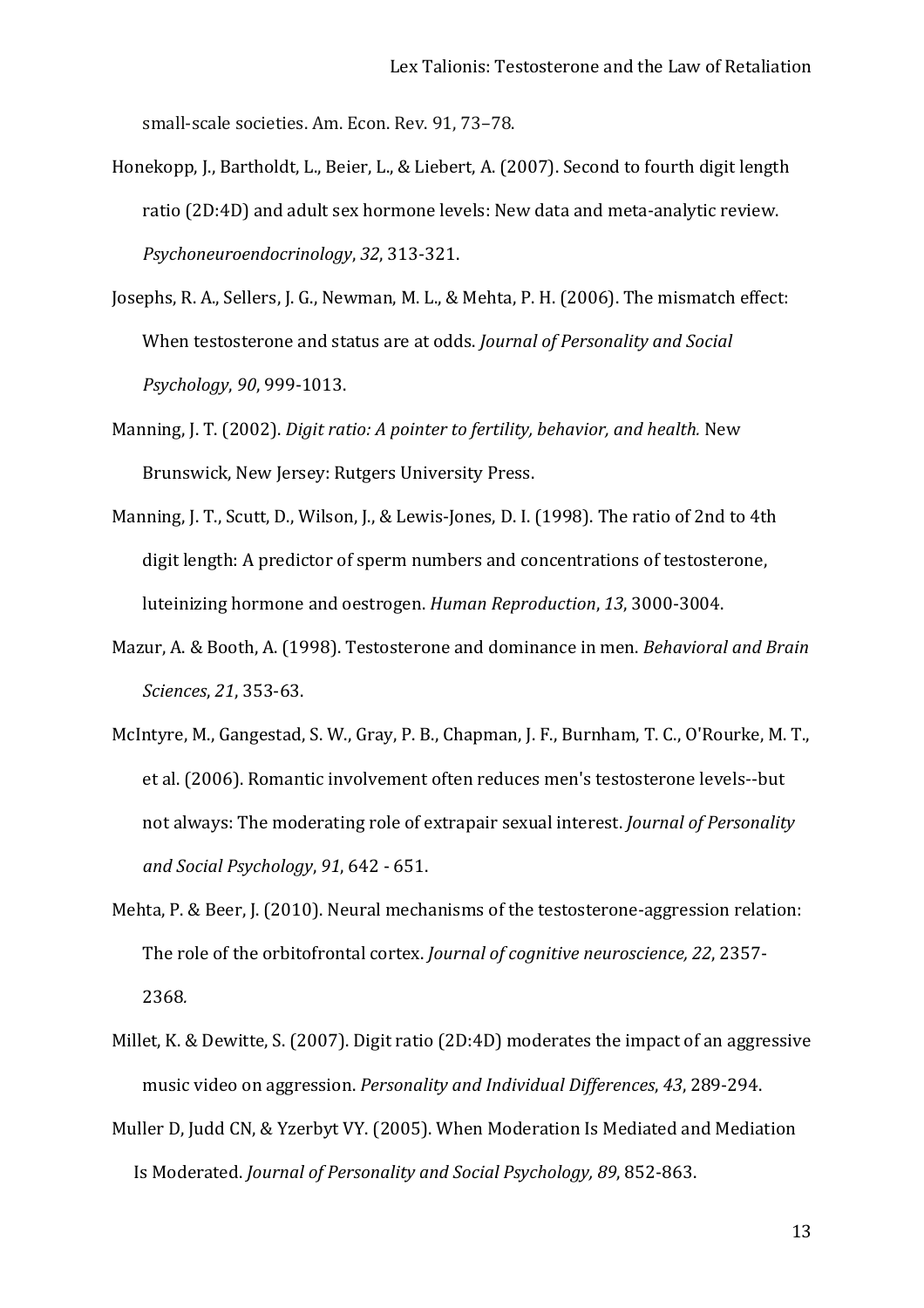small-scale societies. Am. Econ. Rev. 91, 73–78.

Honekopp, J., Bartholdt, L., Beier, L., & Liebert, A. (2007). Second to fourth digit length ratio (2D:4D) and adult sex hormone levels: New data and meta-analytic review. *Psychoneuroendocrinology*, *32*, 313-321.

Josephs, R. A., Sellers, J. G., Newman, M. L., & Mehta, P. H. (2006). The mismatch effect: When testosterone and status are at odds. *Journal of Personality and Social Psychology*, *90*, 999-1013.

Manning, J. T. (2002). *Digit ratio: A pointer to fertility, behavior, and health.* New Brunswick, New Jersey: Rutgers University Press.

Manning, J. T., Scutt, D., Wilson, J., & Lewis-Jones, D. I. (1998). The ratio of 2nd to 4th digit length: A predictor of sperm numbers and concentrations of testosterone, luteinizing hormone and oestrogen. *Human Reproduction*, *13*, 3000-3004.

Mazur, A. & Booth, A. (1998). Testosterone and dominance in men. *Behavioral and Brain Sciences*, *21*, 353-63.

McIntyre, M., Gangestad, S. W., Gray, P. B., Chapman, J. F., Burnham, T. C., O'Rourke, M. T., et al. (2006). Romantic involvement often reduces men's testosterone levels--but not always: The moderating role of extrapair sexual interest. *Journal of Personality and Social Psychology*, *91*, 642 - 651.

Mehta, P. & Beer, J. (2010). Neural mechanisms of the testosterone-aggression relation: The role of the orbitofrontal cortex. *Journal of cognitive neuroscience, 22*, 2357-2368*.*

Millet, K. & Dewitte, S. (2007). Digit ratio (2D:4D) moderates the impact of an aggressive music video on aggression. *Personality and Individual Differences*, *43*, 289-294.

Muller D, Judd CN, & Yzerbyt VY. (2005). When Moderation Is Mediated and Mediation Is Moderated. *Journal of Personality and Social Psychology, 89*, 852-863.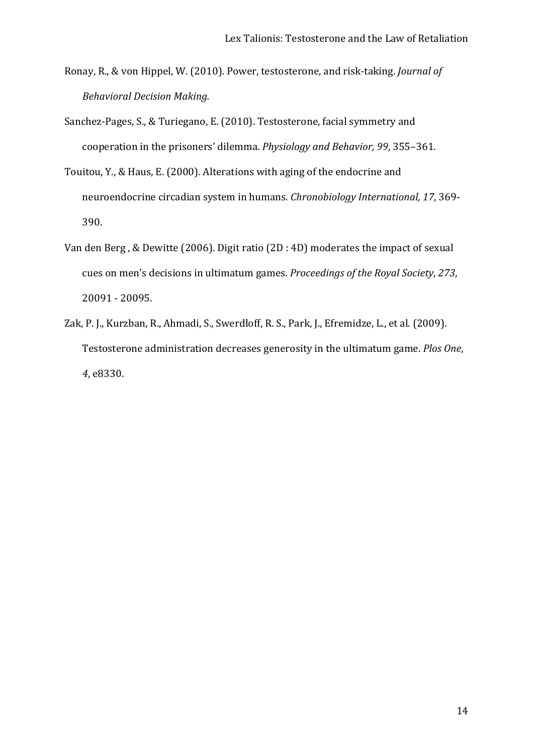Ronay, R., & von Hippel, W. (2010). Power, testosterone, and risk-taking. *Journal of Behavioral Decision Making.*

Sanchez-Pages, S., & Turiegano, E. (2010). Testosterone, facial symmetry and cooperation in the prisoners' dilemma. *Physiology and Behavior, 99*, 355–361.

Touitou, Y., & Haus, E. (2000). Alterations with aging of the endocrine and neuroendocrine circadian system in humans. *Chronobiology International, 17*, 369-390.

Van den Berg , & Dewitte (2006). Digit ratio (2D : 4D) moderates the impact of sexual cues on men's decisions in ultimatum games. *Proceedings of the Royal Society*, *273*, 20091 - 20095.

Zak, P. J., Kurzban, R., Ahmadi, S., Swerdloff, R. S., Park, J., Efremidze, L., et al. (2009). Testosterone administration decreases generosity in the ultimatum game. *Plos One*, *4*, e8330.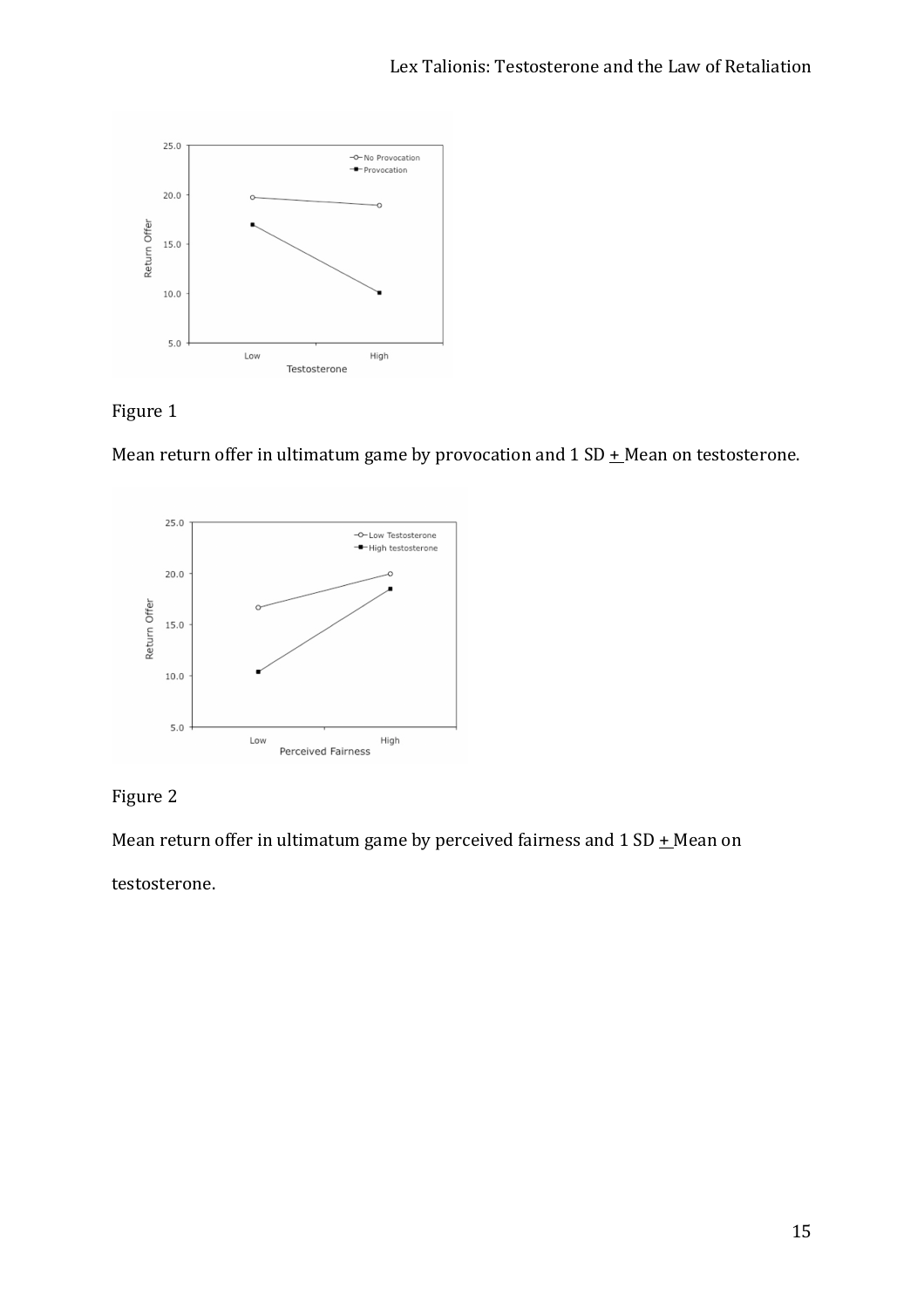25.0
20.0
15.0
10.0
5.0
Return Offer
No Provocation
Provocation
Low
High
Testosterone

Figure 1

Mean return offer in ultimatum game by provocation and 1 SD + Mean on testosterone.

25.0
20.0
15.0
10.0
5.0
Return Offer
Low Testosterone
High testosterone
Low
High
Perceived Fairness

Figure 2

Mean return offer in ultimatum game by perceived fairness and 1 SD + Mean on testosterone.